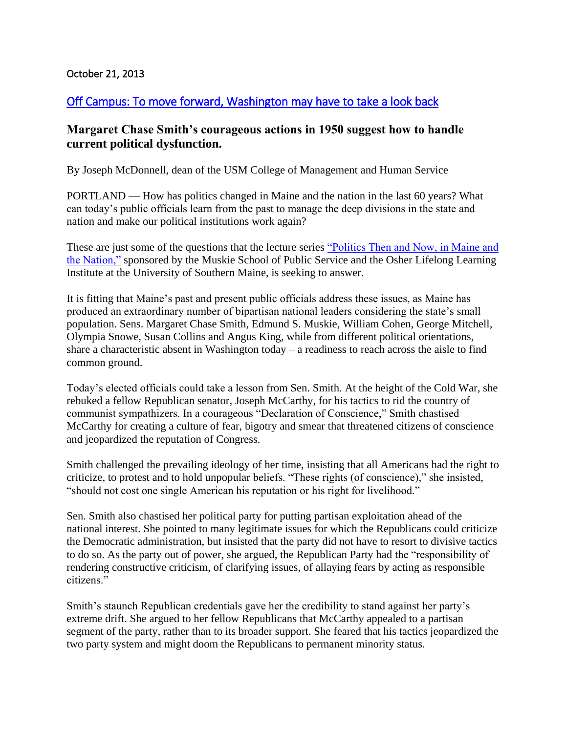October 21, 2013

## [Off Campus: To move forward, Washington may have to take a look back]

### Margaret Chase Smith's courageous actions in 1950 suggest how to handle current political dysfunction.

By Joseph McDonnell, dean of the USM College of Management and Human Service

PORTLAND — How has politics changed in Maine and the nation in the last 60 years? What can today's public officials learn from the past to manage the deep divisions in the state and nation and make our political institutions work again?

These are just some of the questions that the lecture series "Politics Then and Now, in Maine and the Nation," sponsored by the Muskie School of Public Service and the Osher Lifelong Learning Institute at the University of Southern Maine, is seeking to answer.

It is fitting that Maine's past and present public officials address these issues, as Maine has produced an extraordinary number of bipartisan national leaders considering the state's small population. Sens. Margaret Chase Smith, Edmund S. Muskie, William Cohen, George Mitchell, Olympia Snowe, Susan Collins and Angus King, while from different political orientations, share a characteristic absent in Washington today – a readiness to reach across the aisle to find common ground.

Today's elected officials could take a lesson from Sen. Smith. At the height of the Cold War, she rebuked a fellow Republican senator, Joseph McCarthy, for his tactics to rid the country of communist sympathizers. In a courageous "Declaration of Conscience," Smith chastised McCarthy for creating a culture of fear, bigotry and smear that threatened citizens of conscience and jeopardized the reputation of Congress.

Smith challenged the prevailing ideology of her time, insisting that all Americans had the right to criticize, to protest and to hold unpopular beliefs. "These rights (of conscience)," she insisted, "should not cost one single American his reputation or his right for livelihood."

Sen. Smith also chastised her political party for putting partisan exploitation ahead of the national interest. She pointed to many legitimate issues for which the Republicans could criticize the Democratic administration, but insisted that the party did not have to resort to divisive tactics to do so. As the party out of power, she argued, the Republican Party had the "responsibility of rendering constructive criticism, of clarifying issues, of allaying fears by acting as responsible citizens."

Smith's staunch Republican credentials gave her the credibility to stand against her party's extreme drift. She argued to her fellow Republicans that McCarthy appealed to a partisan segment of the party, rather than to its broader support. She feared that his tactics jeopardized the two party system and might doom the Republicans to permanent minority status.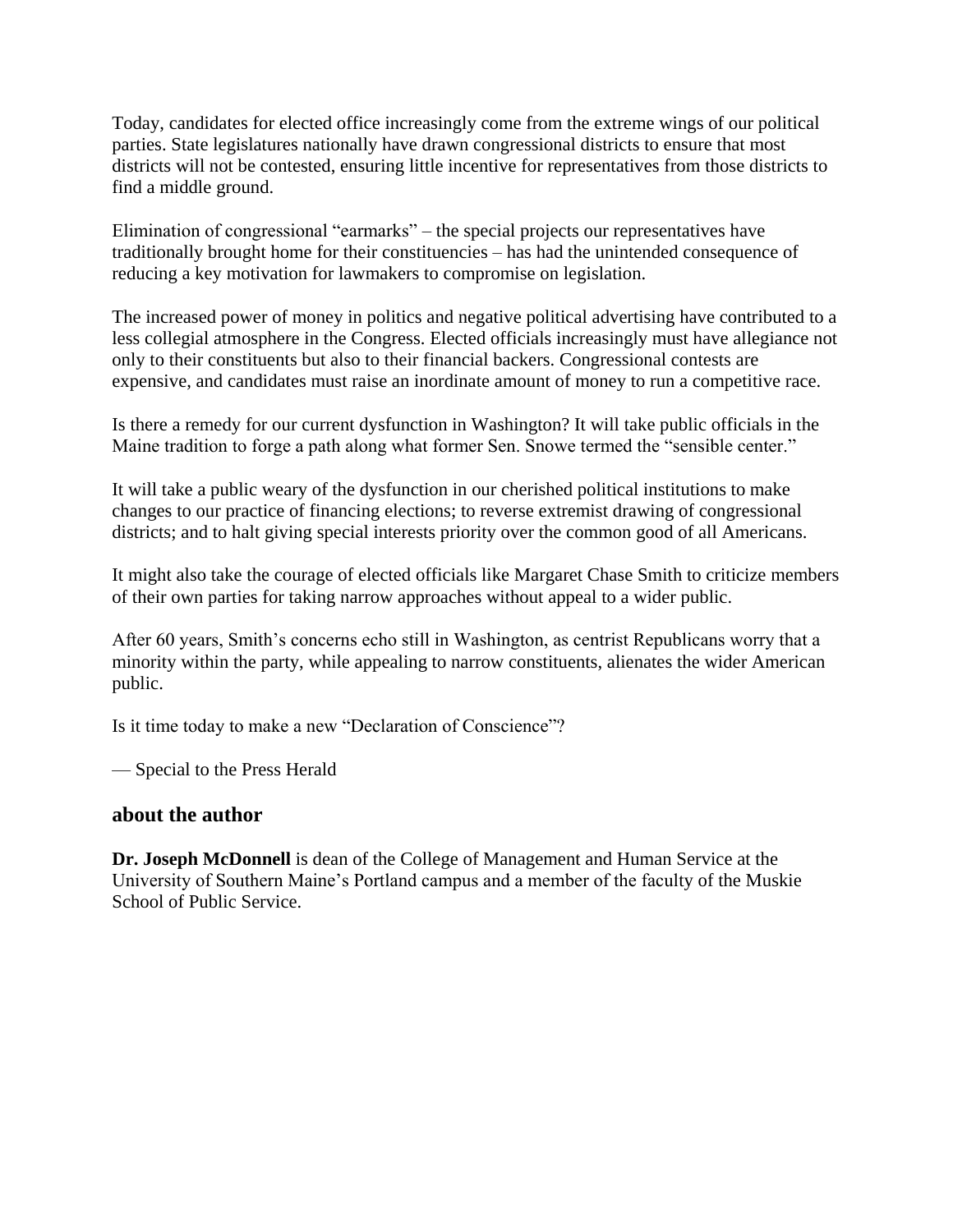Today, candidates for elected office increasingly come from the extreme wings of our political parties. State legislatures nationally have drawn congressional districts to ensure that most districts will not be contested, ensuring little incentive for representatives from those districts to find a middle ground.

Elimination of congressional "earmarks" – the special projects our representatives have traditionally brought home for their constituencies – has had the unintended consequence of reducing a key motivation for lawmakers to compromise on legislation.

The increased power of money in politics and negative political advertising have contributed to a less collegial atmosphere in the Congress. Elected officials increasingly must have allegiance not only to their constituents but also to their financial backers. Congressional contests are expensive, and candidates must raise an inordinate amount of money to run a competitive race.

Is there a remedy for our current dysfunction in Washington? It will take public officials in the Maine tradition to forge a path along what former Sen. Snowe termed the "sensible center."

It will take a public weary of the dysfunction in our cherished political institutions to make changes to our practice of financing elections; to reverse extremist drawing of congressional districts; and to halt giving special interests priority over the common good of all Americans.

It might also take the courage of elected officials like Margaret Chase Smith to criticize members of their own parties for taking narrow approaches without appeal to a wider public.

After 60 years, Smith's concerns echo still in Washington, as centrist Republicans worry that a minority within the party, while appealing to narrow constituents, alienates the wider American public.

Is it time today to make a new "Declaration of Conscience"?

— Special to the Press Herald

## about the author

**Dr. Joseph McDonnell** is dean of the College of Management and Human Service at the University of Southern Maine's Portland campus and a member of the faculty of the Muskie School of Public Service.